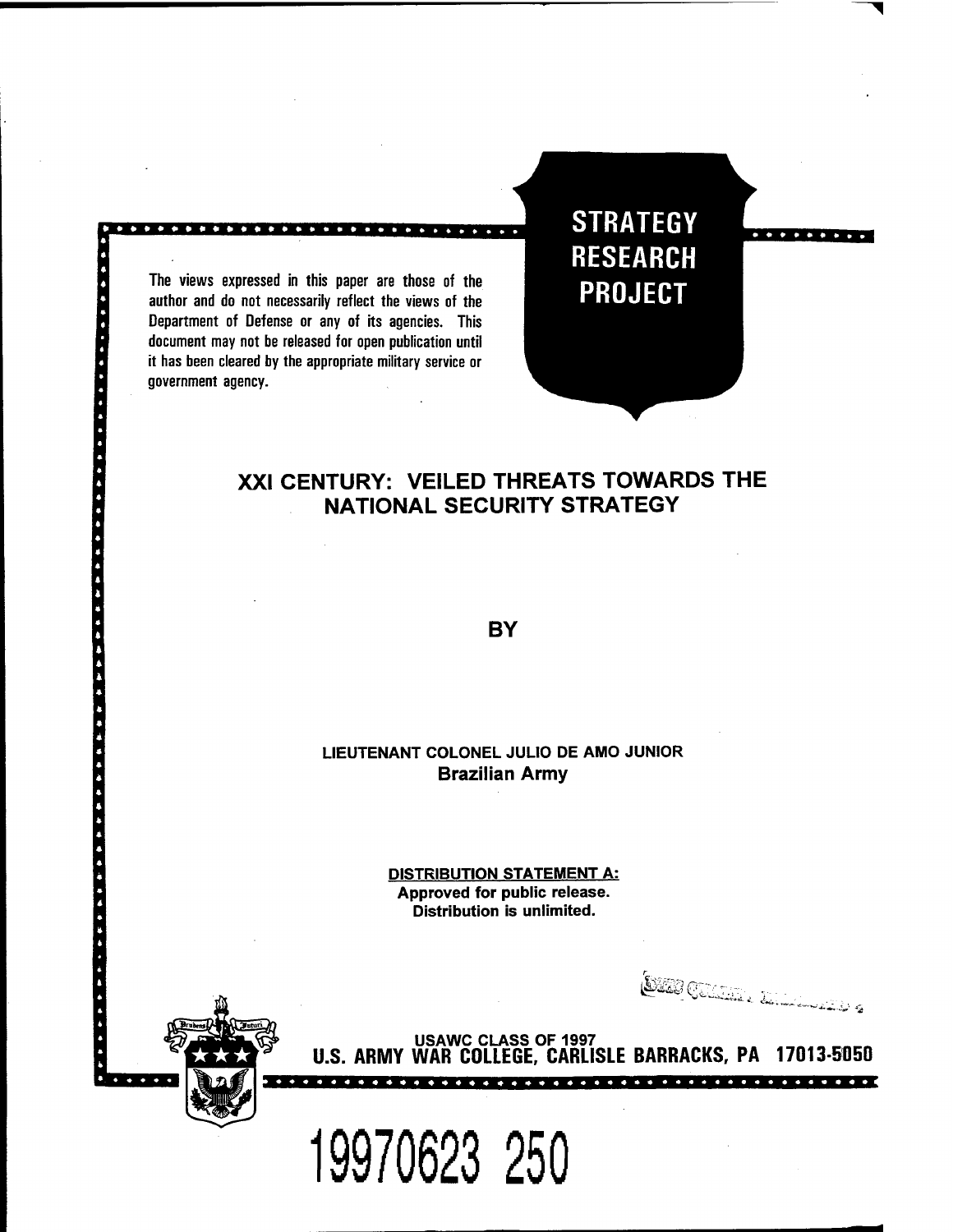**STRATEGY RESEARCH PROJECT**

The views expressed in this paper are those of the author and do not necessarily reflect the views of the Department of Defense or any of its agencies. This document may not be released for open publication until it has been cleared by the appropriate military service or government agency.

# XXI CENTURY: VEILED THREATS TOWARDS THE NATIONAL SECURITY STRATEGY

BY

LIEUTENANT COLONEL JULIO DE AMO JUNIOR
**Brazilian Army**

**DISTRIBUTION STATEMENT A:**
**Approved for public release.**
**Distribution is unlimited.**

USAWC CLASS OF 1997
**U.S. ARMY WAR COLLEGE, CARLISLE BARRACKS, PA 17013-5050**

19970623 250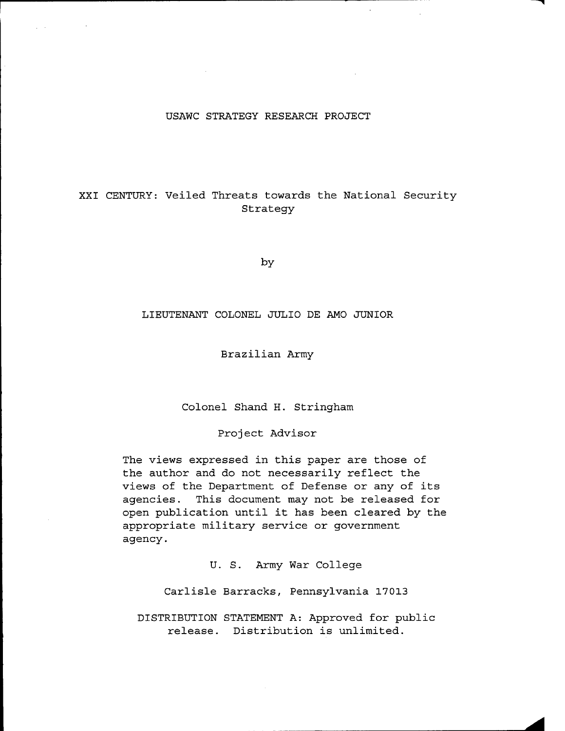USAWC STRATEGY RESEARCH PROJECT

# XXI CENTURY: Veiled Threats towards the National Security Strategy

by

LIEUTENANT COLONEL JULIO DE AMO JUNIOR

Brazilian Army

Colonel Shand H. Stringham

Project Advisor

The views expressed in this paper are those of the author and do not necessarily reflect the views of the Department of Defense or any of its agencies. This document may not be released for open publication until it has been cleared by the appropriate military service or government agency.

U. S. Army War College

Carlisle Barracks, Pennsylvania 17013

DISTRIBUTION STATEMENT A: Approved for public release. Distribution is unlimited.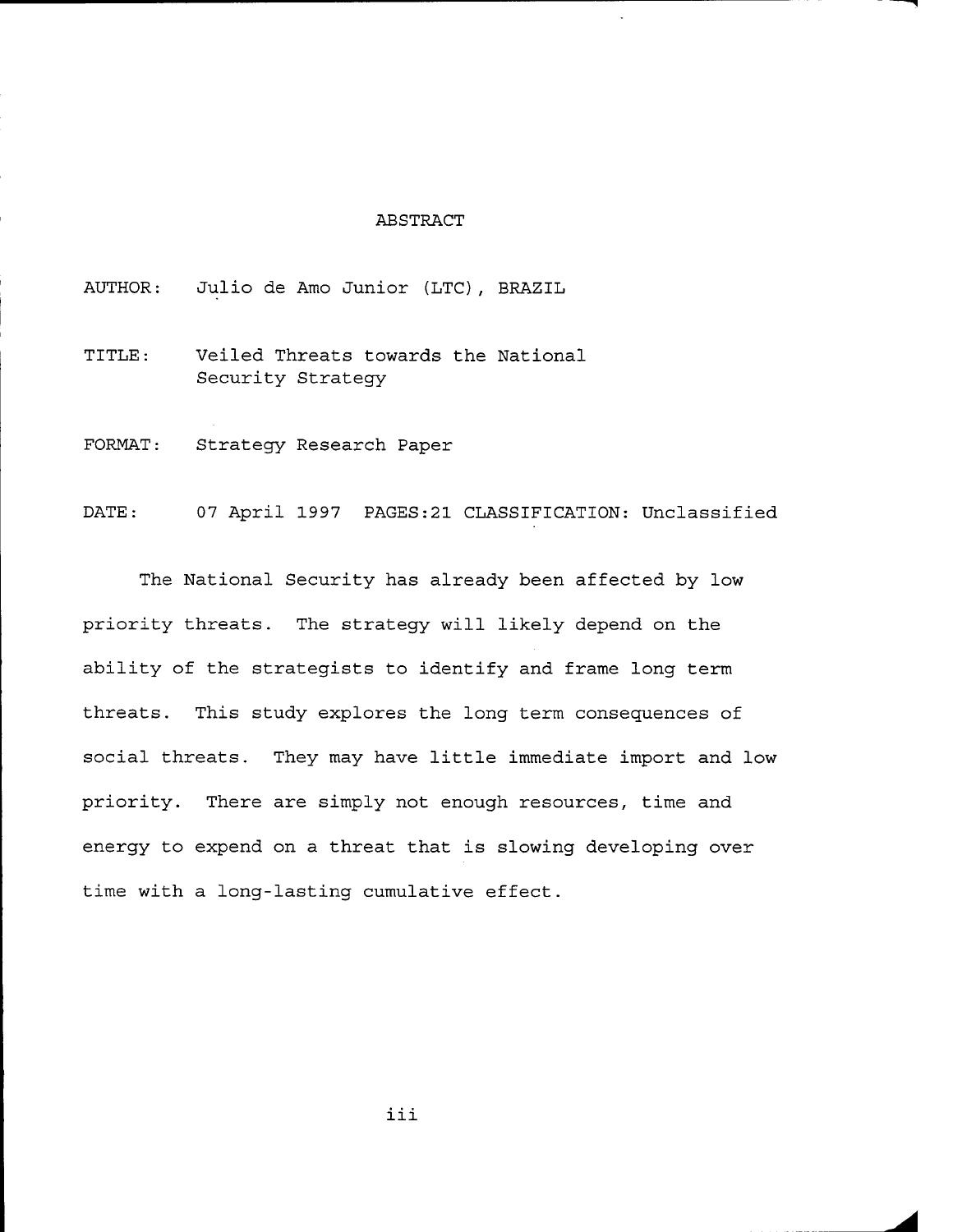# ABSTRACT

AUTHOR: Julio de Amo Junior (LTC), BRAZIL

TITLE: Veiled Threats towards the National Security Strategy

FORMAT: Strategy Research Paper

DATE: 07 April 1997 PAGES:21 CLASSIFICATION: Unclassified

The National Security has already been affected by low priority threats. The strategy will likely depend on the ability of the strategists to identify and frame long term threats. This study explores the long term consequences of social threats. They may have little immediate import and low priority. There are simply not enough resources, time and energy to expend on a threat that is slowing developing over time with a long-lasting cumulative effect.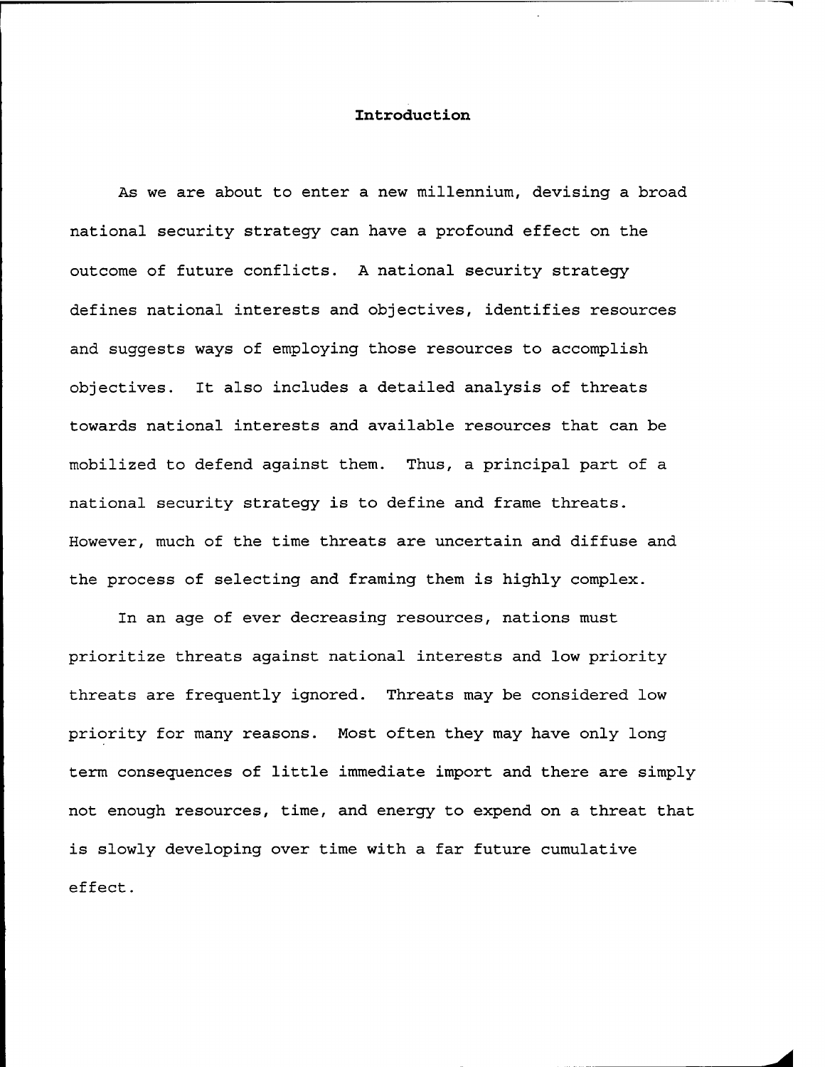## Introduction

As we are about to enter a new millennium, devising a broad national security strategy can have a profound effect on the outcome of future conflicts. A national security strategy defines national interests and objectives, identifies resources and suggests ways of employing those resources to accomplish objectives. It also includes a detailed analysis of threats towards national interests and available resources that can be mobilized to defend against them. Thus, a principal part of a national security strategy is to define and frame threats. However, much of the time threats are uncertain and diffuse and the process of selecting and framing them is highly complex.

In an age of ever decreasing resources, nations must prioritize threats against national interests and low priority threats are frequently ignored. Threats may be considered low priority for many reasons. Most often they may have only long term consequences of little immediate import and there are simply not enough resources, time, and energy to expend on a threat that is slowly developing over time with a far future cumulative effect.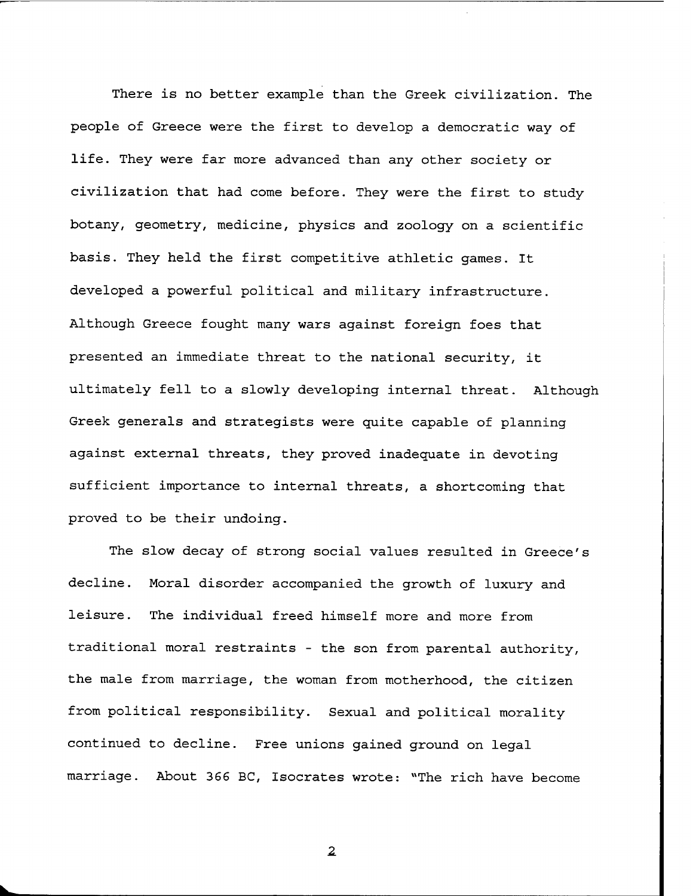There is no better example than the Greek civilization. The people of Greece were the first to develop a democratic way of life. They were far more advanced than any other society or civilization that had come before. They were the first to study botany, geometry, medicine, physics and zoology on a scientific basis. They held the first competitive athletic games. It developed a powerful political and military infrastructure. Although Greece fought many wars against foreign foes that presented an immediate threat to the national security, it ultimately fell to a slowly developing internal threat. Although Greek generals and strategists were quite capable of planning against external threats, they proved inadequate in devoting sufficient importance to internal threats, a shortcoming that proved to be their undoing.

The slow decay of strong social values resulted in Greece's decline. Moral disorder accompanied the growth of luxury and leisure. The individual freed himself more and more from traditional moral restraints - the son from parental authority, the male from marriage, the woman from motherhood, the citizen from political responsibility. Sexual and political morality continued to decline. Free unions gained ground on legal marriage. About 366 BC, Isocrates wrote: "The rich have become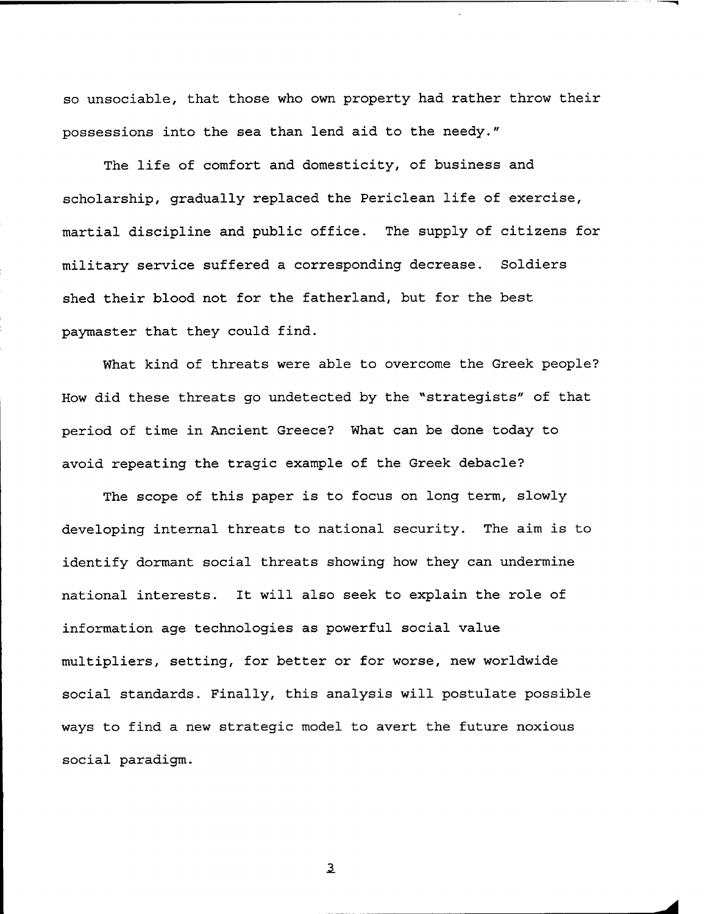so unsociable, that those who own property had rather throw their possessions into the sea than lend aid to the needy."

The life of comfort and domesticity, of business and scholarship, gradually replaced the Periclean life of exercise, martial discipline and public office. The supply of citizens for military service suffered a corresponding decrease. Soldiers shed their blood not for the fatherland, but for the best paymaster that they could find.

What kind of threats were able to overcome the Greek people? How did these threats go undetected by the "strategists" of that period of time in Ancient Greece? What can be done today to avoid repeating the tragic example of the Greek debacle?

The scope of this paper is to focus on long term, slowly developing internal threats to national security. The aim is to identify dormant social threats showing how they can undermine national interests. It will also seek to explain the role of information age technologies as powerful social value multipliers, setting, for better or for worse, new worldwide social standards. Finally, this analysis will postulate possible ways to find a new strategic model to avert the future noxious social paradigm.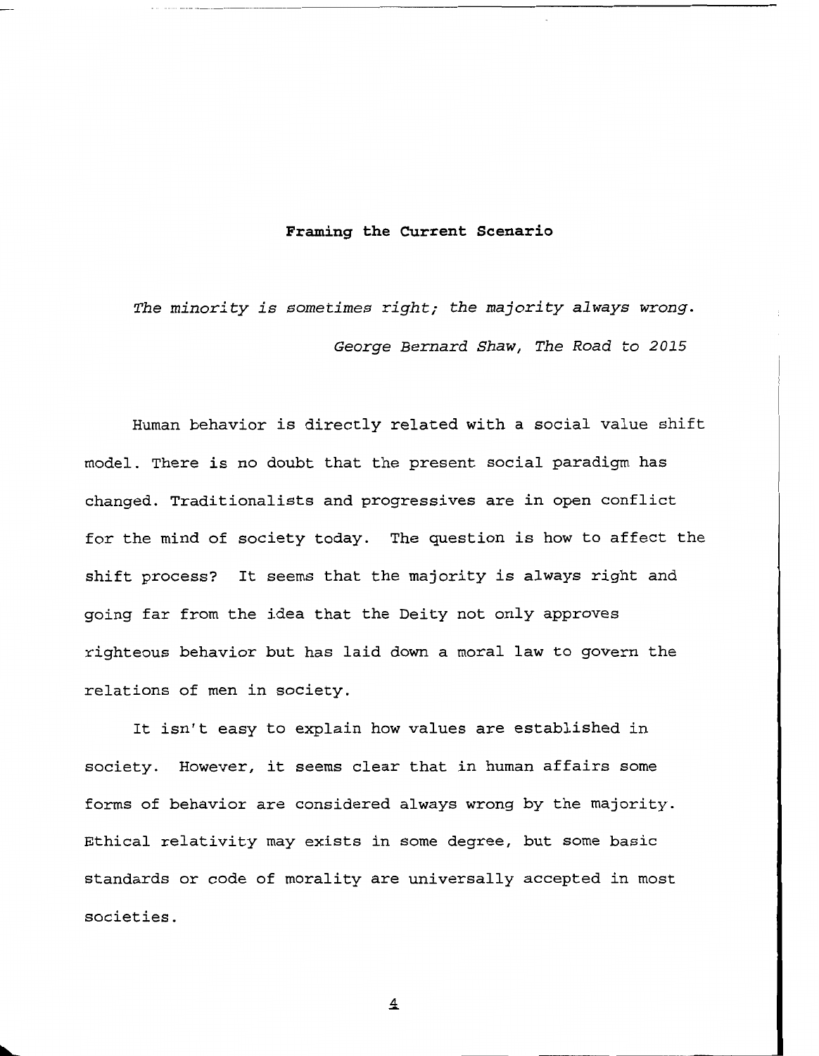## Framing the Current Scenario

*The minority is sometimes right; the majority always wrong.*

*George Bernard Shaw, The Road to 2015*

Human behavior is directly related with a social value shift model. There is no doubt that the present social paradigm has changed. Traditionalists and progressives are in open conflict for the mind of society today. The question is how to affect the shift process? It seems that the majority is always right and going far from the idea that the Deity not only approves righteous behavior but has laid down a moral law to govern the relations of men in society.

It isn't easy to explain how values are established in society. However, it seems clear that in human affairs some forms of behavior are considered always wrong by the majority. Ethical relativity may exists in some degree, but some basic standards or code of morality are universally accepted in most societies.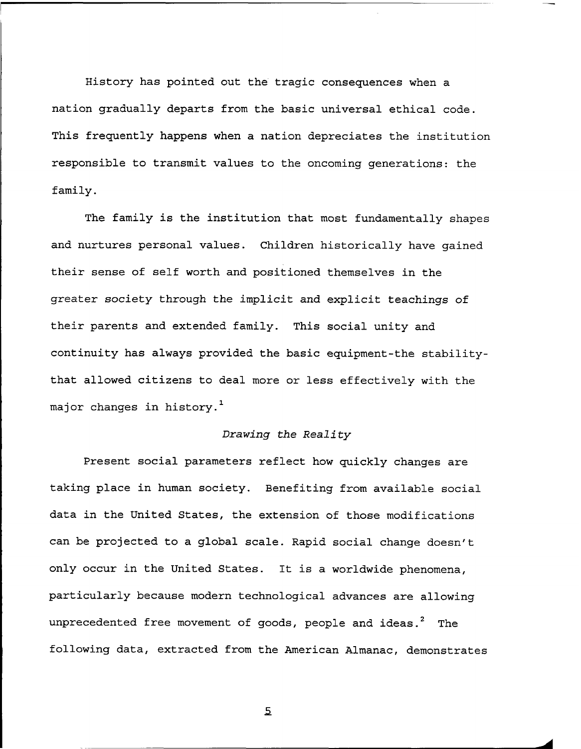History has pointed out the tragic consequences when a nation gradually departs from the basic universal ethical code. This frequently happens when a nation depreciates the institution responsible to transmit values to the oncoming generations: the family.

The family is the institution that most fundamentally shapes and nurtures personal values. Children historically have gained their sense of self worth and positioned themselves in the greater society through the implicit and explicit teachings of their parents and extended family. This social unity and continuity has always provided the basic equipment-the stability-that allowed citizens to deal more or less effectively with the major changes in history.[1]

### *Drawing the Reality*

Present social parameters reflect how quickly changes are taking place in human society. Benefiting from available social data in the United States, the extension of those modifications can be projected to a global scale. Rapid social change doesn't only occur in the United States. It is a worldwide phenomena, particularly because modern technological advances are allowing unprecedented free movement of goods, people and ideas.[2] The following data, extracted from the American Almanac, demonstrates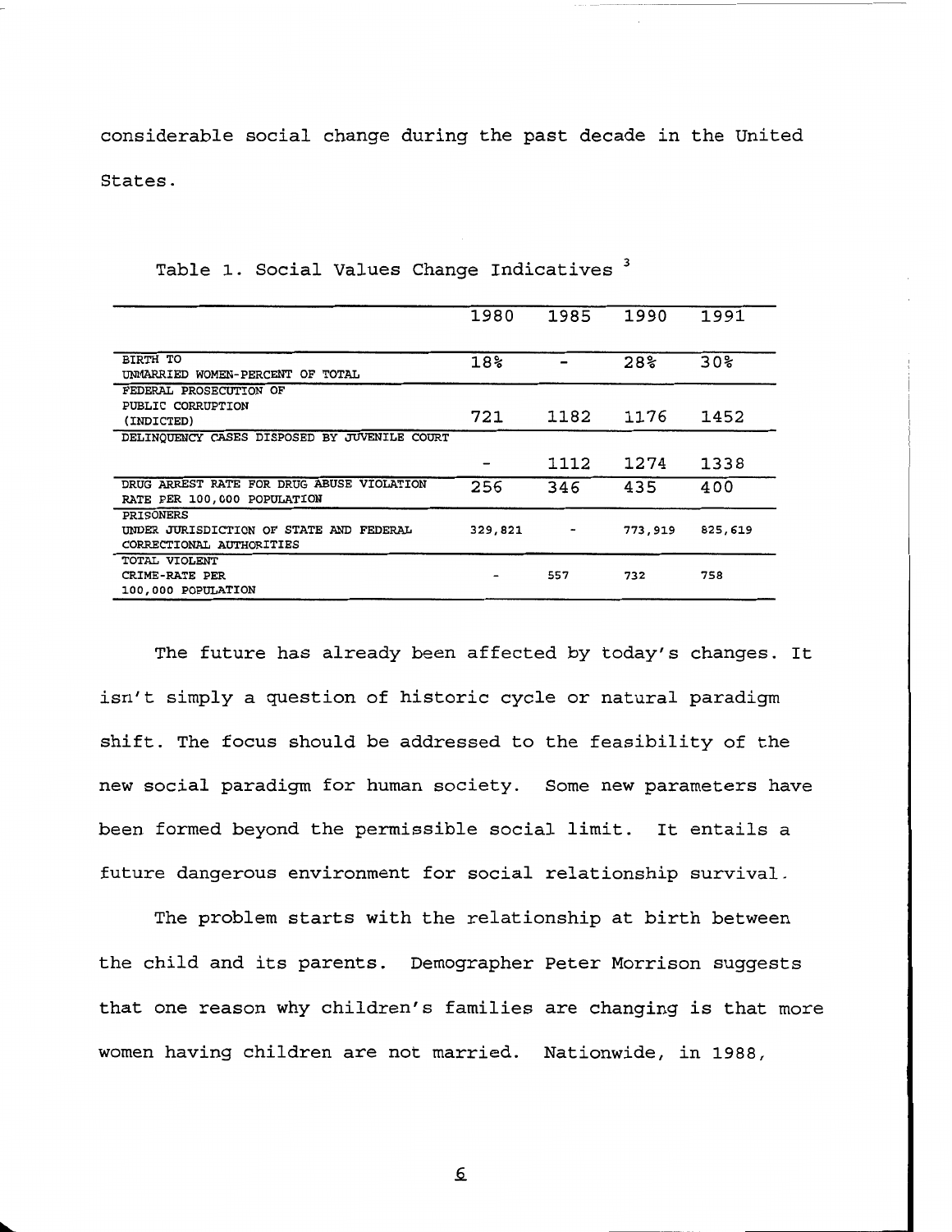considerable social change during the past decade in the United States.

Table 1. Social Values Change Indicatives [3]

| | 1980 | 1985 | 1990 | 1991 |
|---|---|---|---|---|
| BIRTH TO UNMARRIED WOMEN-PERCENT OF TOTAL | 18% | - | 28% | 30% |
| FEDERAL PROSECUTION OF PUBLIC CORRUPTION (INDICTED) | 721 | 1182 | 1176 | 1452 |
| DELINQUENCY CASES DISPOSED BY JUVENILE COURT | - | 1112 | 1274 | 1338 |
| DRUG ARREST RATE FOR DRUG ABUSE VIOLATION RATE PER 100,000 POPULATION | 256 | 346 | 435 | 400 |
| PRISONERS UNDER JURISDICTION OF STATE AND FEDERAL CORRECTIONAL AUTHORITIES | 329,821 | - | 773,919 | 825,619 |
| TOTAL VIOLENT CRIME-RATE PER 100,000 POPULATION | - | 557 | 732 | 758 |

The future has already been affected by today's changes. It isn't simply a question of historic cycle or natural paradigm shift. The focus should be addressed to the feasibility of the new social paradigm for human society. Some new parameters have been formed beyond the permissible social limit. It entails a future dangerous environment for social relationship survival.

The problem starts with the relationship at birth between the child and its parents. Demographer Peter Morrison suggests that one reason why children's families are changing is that more women having children are not married. Nationwide, in 1988,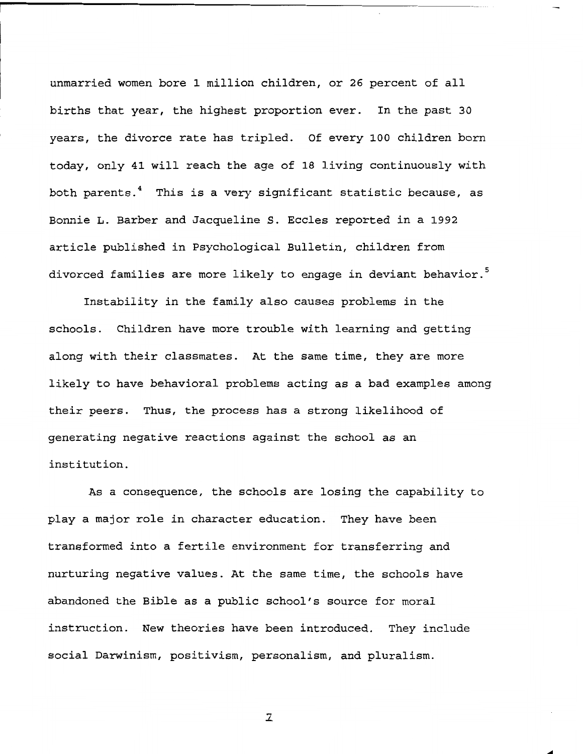unmarried women bore 1 million children, or 26 percent of all births that year, the highest proportion ever. In the past 30 years, the divorce rate has tripled. Of every 100 children born today, only 41 will reach the age of 18 living continuously with both parents.[4] This is a very significant statistic because, as Bonnie L. Barber and Jacqueline S. Eccles reported in a 1992 article published in Psychological Bulletin, children from divorced families are more likely to engage in deviant behavior.[5]

Instability in the family also causes problems in the schools. Children have more trouble with learning and getting along with their classmates. At the same time, they are more likely to have behavioral problems acting as a bad examples among their peers. Thus, the process has a strong likelihood of generating negative reactions against the school as an institution.

As a consequence, the schools are losing the capability to play a major role in character education. They have been transformed into a fertile environment for transferring and nurturing negative values. At the same time, the schools have abandoned the Bible as a public school's source for moral instruction. New theories have been introduced. They include social Darwinism, positivism, personalism, and pluralism.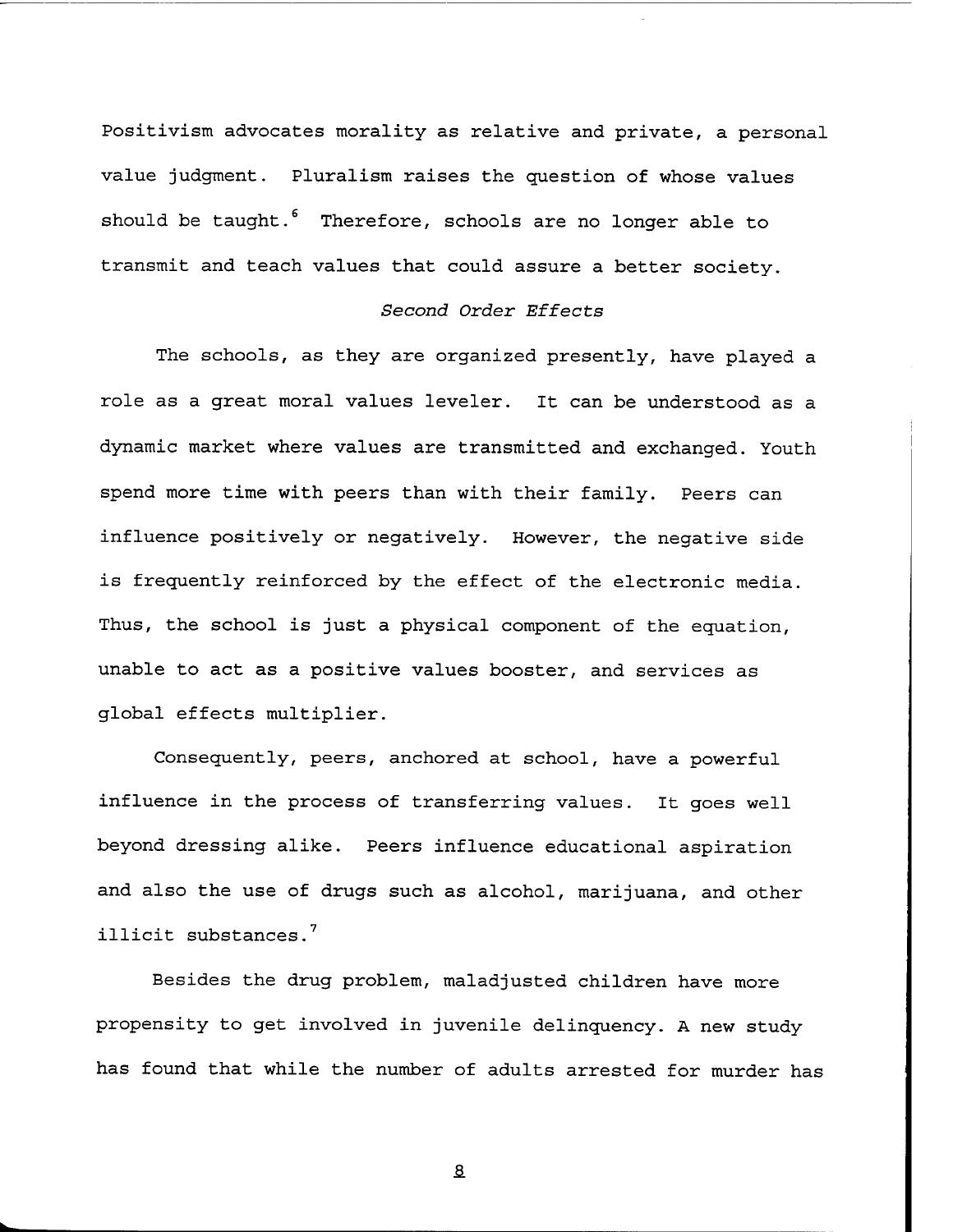Positivism advocates morality as relative and private, a personal value judgment. Pluralism raises the question of whose values should be taught.[6] Therefore, schools are no longer able to transmit and teach values that could assure a better society.

### *Second Order Effects*

The schools, as they are organized presently, have played a role as a great moral values leveler. It can be understood as a dynamic market where values are transmitted and exchanged. Youth spend more time with peers than with their family. Peers can influence positively or negatively. However, the negative side is frequently reinforced by the effect of the electronic media. Thus, the school is just a physical component of the equation, unable to act as a positive values booster, and services as global effects multiplier.

Consequently, peers, anchored at school, have a powerful influence in the process of transferring values. It goes well beyond dressing alike. Peers influence educational aspiration and also the use of drugs such as alcohol, marijuana, and other illicit substances.[7]

Besides the drug problem, maladjusted children have more propensity to get involved in juvenile delinquency. A new study has found that while the number of adults arrested for murder has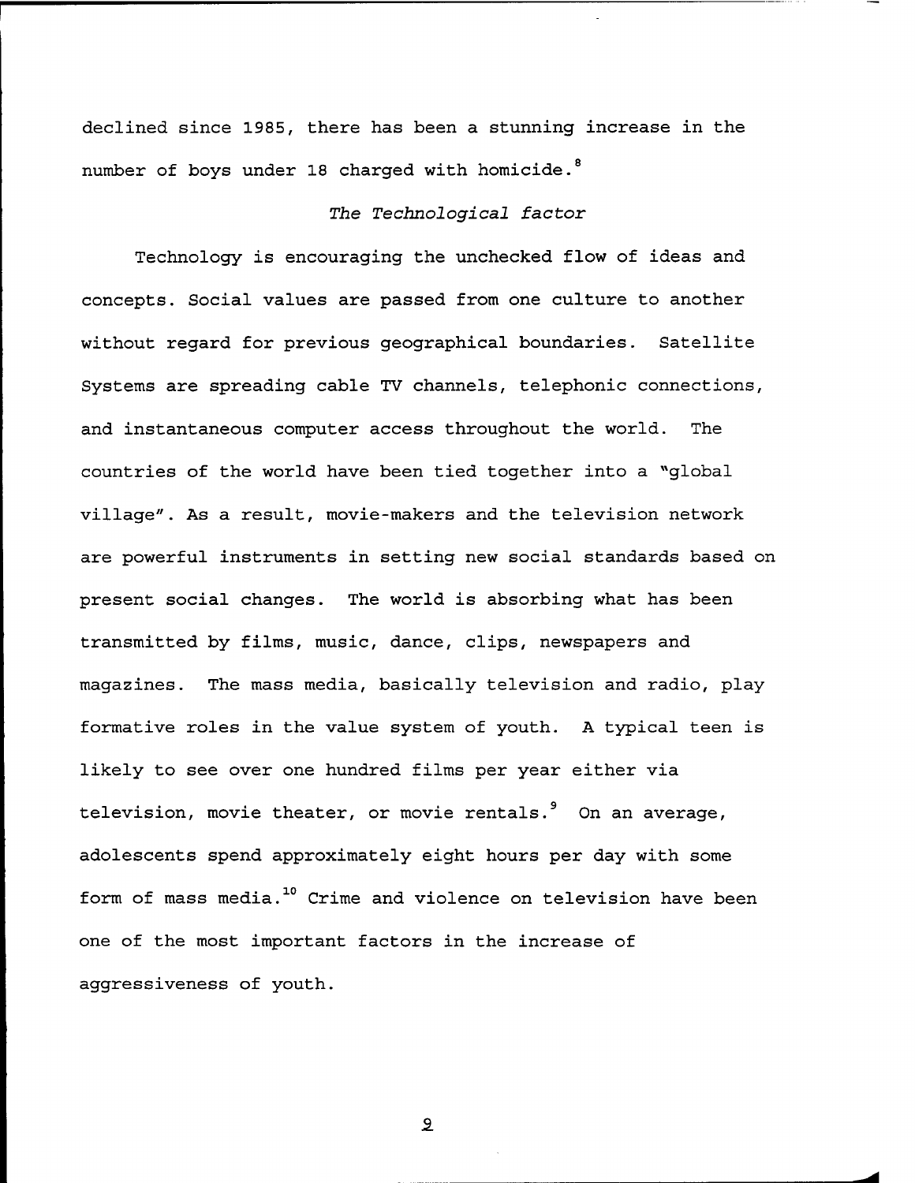declined since 1985, there has been a stunning increase in the number of boys under 18 charged with homicide.[8]

### *The Technological factor*

Technology is encouraging the unchecked flow of ideas and concepts. Social values are passed from one culture to another without regard for previous geographical boundaries. Satellite Systems are spreading cable TV channels, telephonic connections, and instantaneous computer access throughout the world. The countries of the world have been tied together into a "global village". As a result, movie-makers and the television network are powerful instruments in setting new social standards based on present social changes. The world is absorbing what has been transmitted by films, music, dance, clips, newspapers and magazines. The mass media, basically television and radio, play formative roles in the value system of youth. A typical teen is likely to see over one hundred films per year either via television, movie theater, or movie rentals.[9] On an average, adolescents spend approximately eight hours per day with some form of mass media.[10] Crime and violence on television have been one of the most important factors in the increase of aggressiveness of youth.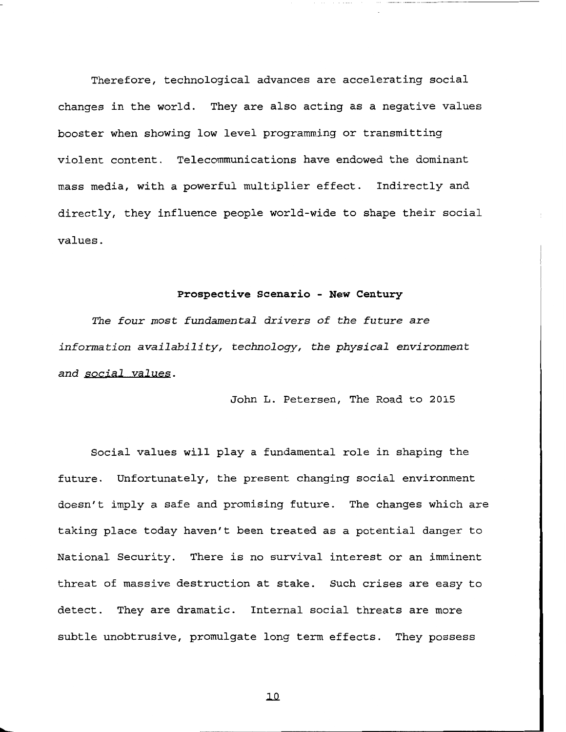Therefore, technological advances are accelerating social changes in the world. They are also acting as a negative values booster when showing low level programming or transmitting violent content. Telecommunications have endowed the dominant mass media, with a powerful multiplier effect. Indirectly and directly, they influence people world-wide to shape their social values.

**Prospective Scenario - New Century**

*The four most fundamental drivers of the future are information availability, technology, the physical environment and social values.*

John L. Petersen, The Road to 2015

Social values will play a fundamental role in shaping the future. Unfortunately, the present changing social environment doesn't imply a safe and promising future. The changes which are taking place today haven't been treated as a potential danger to National Security. There is no survival interest or an imminent threat of massive destruction at stake. Such crises are easy to detect. They are dramatic. Internal social threats are more subtle unobtrusive, promulgate long term effects. They possess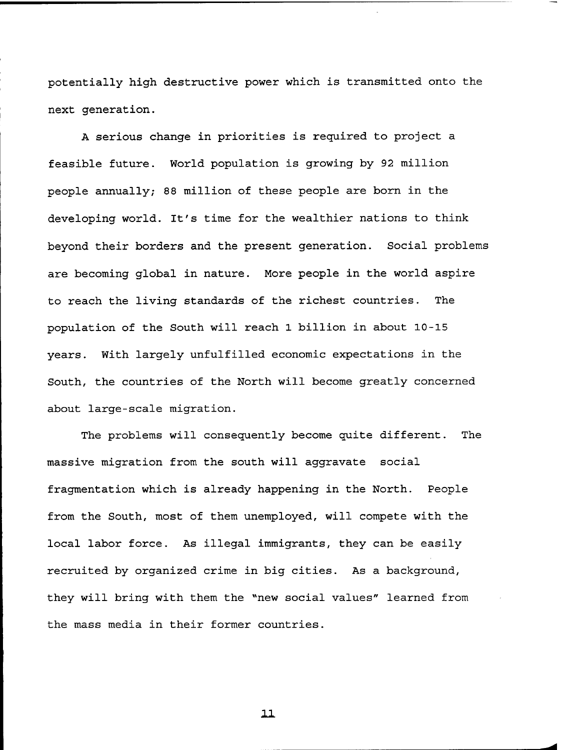potentially high destructive power which is transmitted onto the next generation.

A serious change in priorities is required to project a feasible future. World population is growing by 92 million people annually; 88 million of these people are born in the developing world. It's time for the wealthier nations to think beyond their borders and the present generation. Social problems are becoming global in nature. More people in the world aspire to reach the living standards of the richest countries. The population of the South will reach 1 billion in about 10-15 years. With largely unfulfilled economic expectations in the South, the countries of the North will become greatly concerned about large-scale migration.

The problems will consequently become quite different. The massive migration from the south will aggravate social fragmentation which is already happening in the North. People from the South, most of them unemployed, will compete with the local labor force. As illegal immigrants, they can be easily recruited by organized crime in big cities. As a background, they will bring with them the "new social values" learned from the mass media in their former countries.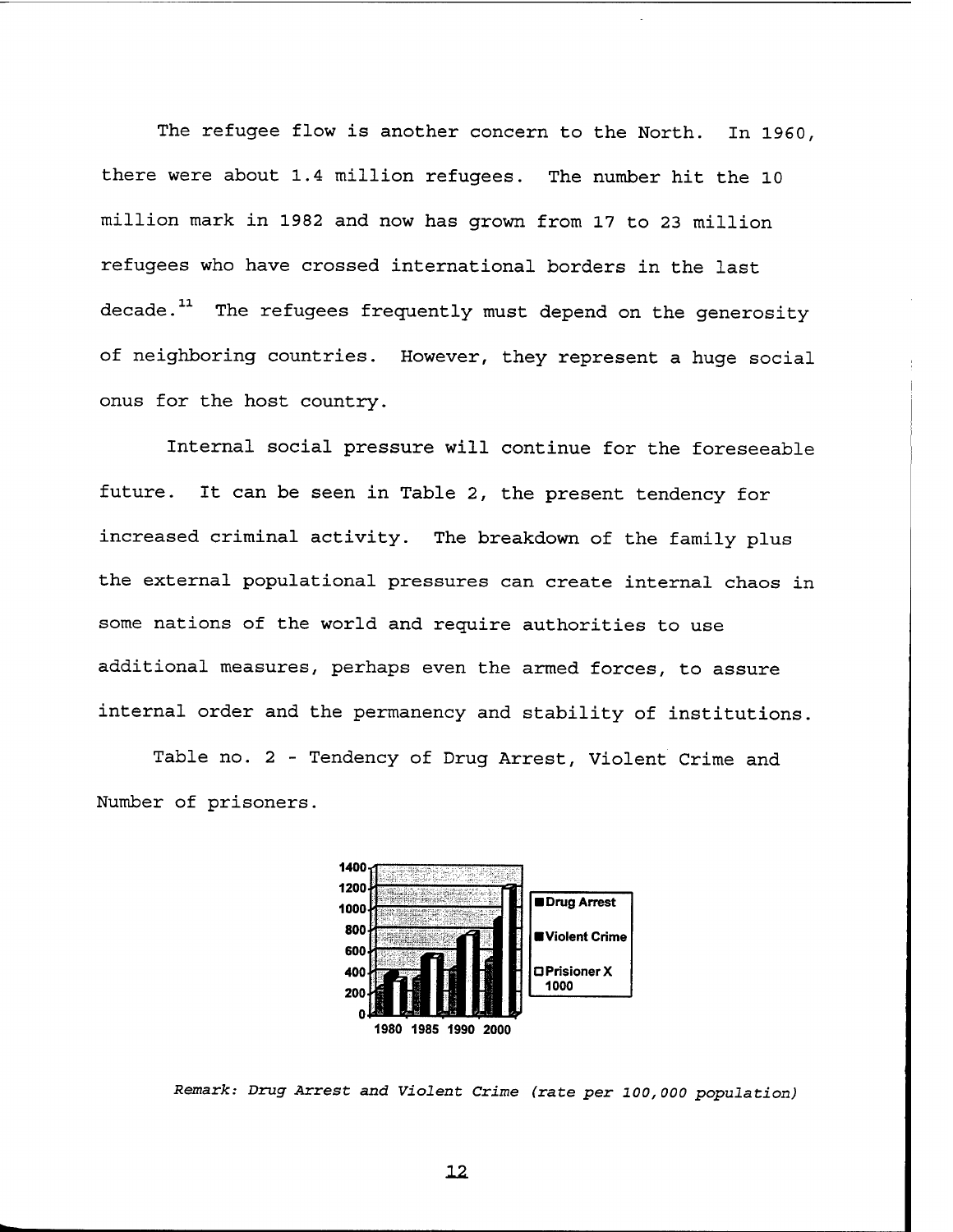The refugee flow is another concern to the North. In 1960, there were about 1.4 million refugees. The number hit the 10 million mark in 1982 and now has grown from 17 to 23 million refugees who have crossed international borders in the last decade.[11] The refugees frequently must depend on the generosity of neighboring countries. However, they represent a huge social onus for the host country.

Internal social pressure will continue for the foreseeable future. It can be seen in Table 2, the present tendency for increased criminal activity. The breakdown of the family plus the external populational pressures can create internal chaos in some nations of the world and require authorities to use additional measures, perhaps even the armed forces, to assure internal order and the permanency and stability of institutions.

Table no. 2 - Tendency of Drug Arrest, Violent Crime and Number of prisoners.

*Remark: Drug Arrest and Violent Crime (rate per 100,000 population)*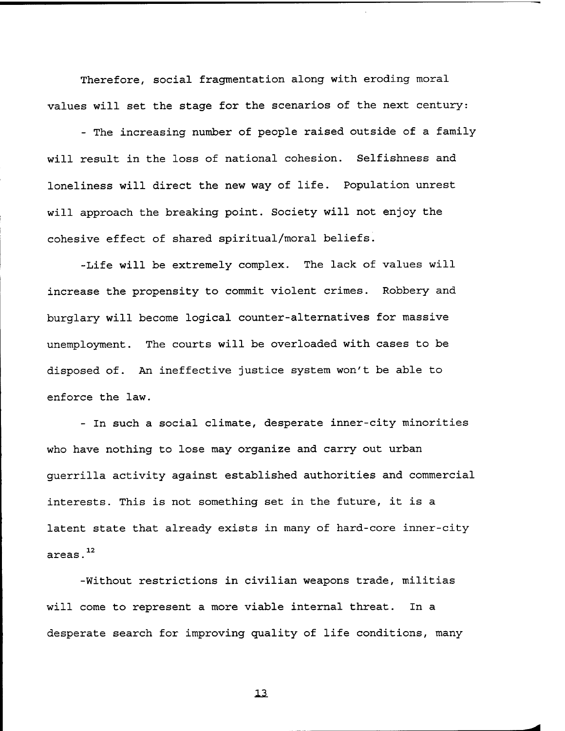Therefore, social fragmentation along with eroding moral values will set the stage for the scenarios of the next century:

- The increasing number of people raised outside of a family will result in the loss of national cohesion. Selfishness and loneliness will direct the new way of life. Population unrest will approach the breaking point. Society will not enjoy the cohesive effect of shared spiritual/moral beliefs.

-Life will be extremely complex. The lack of values will increase the propensity to commit violent crimes. Robbery and burglary will become logical counter-alternatives for massive unemployment. The courts will be overloaded with cases to be disposed of. An ineffective justice system won't be able to enforce the law.

- In such a social climate, desperate inner-city minorities who have nothing to lose may organize and carry out urban guerrilla activity against established authorities and commercial interests. This is not something set in the future, it is a latent state that already exists in many of hard-core inner-city areas.[12]

-Without restrictions in civilian weapons trade, militias will come to represent a more viable internal threat. In a desperate search for improving quality of life conditions, many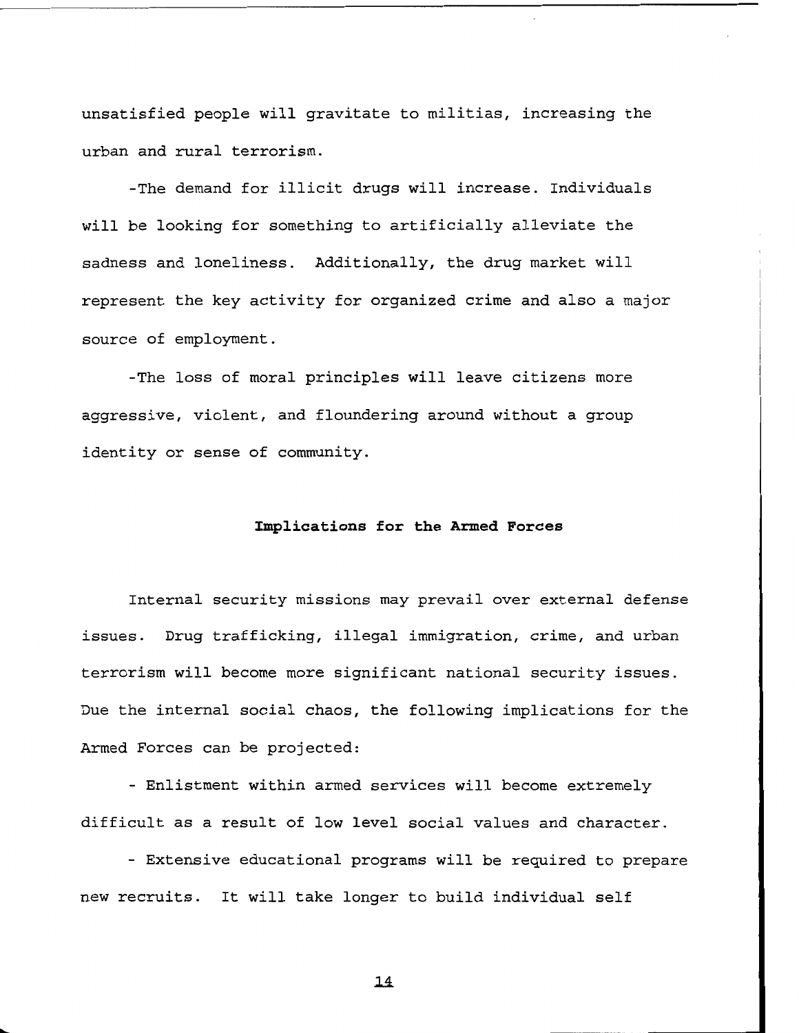unsatisfied people will gravitate to militias, increasing the urban and rural terrorism.

-The demand for illicit drugs will increase. Individuals will be looking for something to artificially alleviate the sadness and loneliness. Additionally, the drug market will represent the key activity for organized crime and also a major source of employment.

-The loss of moral principles will leave citizens more aggressive, violent, and floundering around without a group identity or sense of community.

### Implications for the Armed Forces

Internal security missions may prevail over external defense issues. Drug trafficking, illegal immigration, crime, and urban terrorism will become more significant national security issues. Due the internal social chaos, the following implications for the Armed Forces can be projected:

- Enlistment within armed services will become extremely difficult as a result of low level social values and character.

- Extensive educational programs will be required to prepare new recruits. It will take longer to build individual self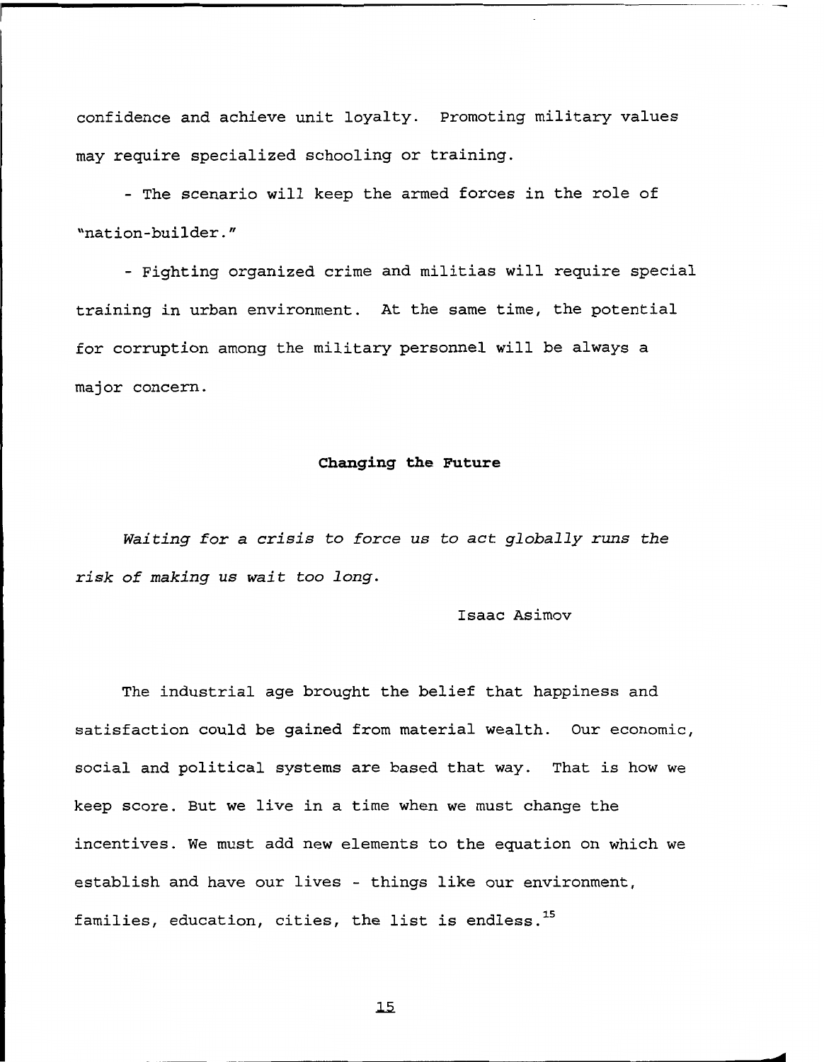confidence and achieve unit loyalty. Promoting military values may require specialized schooling or training.

- The scenario will keep the armed forces in the role of "nation-builder."

- Fighting organized crime and militias will require special training in urban environment. At the same time, the potential for corruption among the military personnel will be always a major concern.

## Changing the Future

*Waiting for a crisis to force us to act globally runs the risk of making us wait too long.*

Isaac Asimov

The industrial age brought the belief that happiness and satisfaction could be gained from material wealth. Our economic, social and political systems are based that way. That is how we keep score. But we live in a time when we must change the incentives. We must add new elements to the equation on which we establish and have our lives - things like our environment, families, education, cities, the list is endless.[15]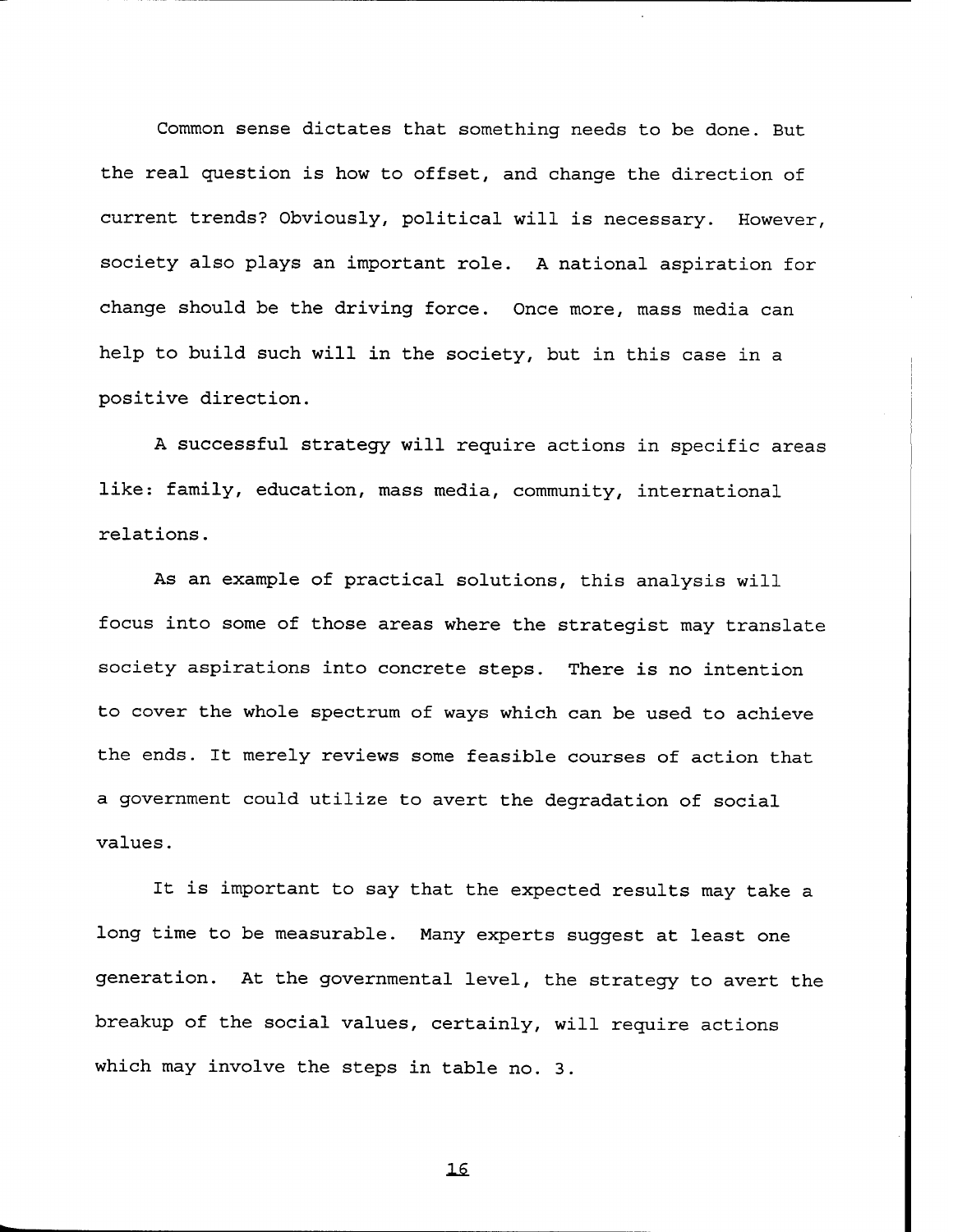Common sense dictates that something needs to be done. But the real question is how to offset, and change the direction of current trends? Obviously, political will is necessary. However, society also plays an important role. A national aspiration for change should be the driving force. Once more, mass media can help to build such will in the society, but in this case in a positive direction.

A successful strategy will require actions in specific areas like: family, education, mass media, community, international relations.

As an example of practical solutions, this analysis will focus into some of those areas where the strategist may translate society aspirations into concrete steps. There is no intention to cover the whole spectrum of ways which can be used to achieve the ends. It merely reviews some feasible courses of action that a government could utilize to avert the degradation of social values.

It is important to say that the expected results may take a long time to be measurable. Many experts suggest at least one generation. At the governmental level, the strategy to avert the breakup of the social values, certainly, will require actions which may involve the steps in table no. 3.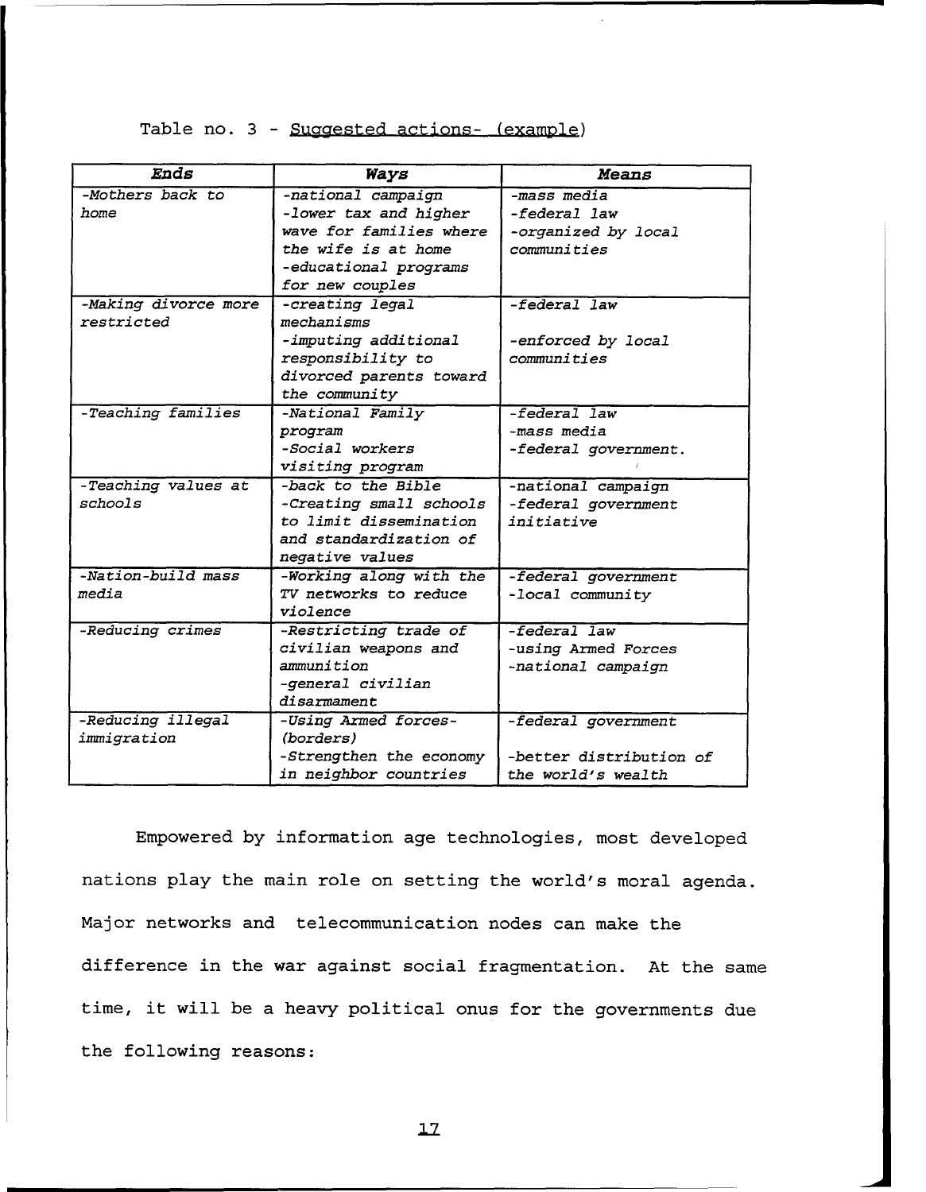Table no. 3 - Suggested actions- (example)

| *Ends* | *Ways* | *Means* |
|---|---|---|
| *-Mothers back to home* | *-national campaign*<br>*-lower tax and higher wave for families where the wife is at home*<br>*-educational programs for new couples* | *-mass media*<br>*-federal law*<br>*-organized by local communities* |
| *-Making divorce more restricted* | *-creating legal mechanisms*<br>*-imputing additional responsibility to divorced parents toward the community* | *-federal law*<br><br>*-enforced by local communities* |
| *-Teaching families* | *-National Family program*<br>*-Social workers visiting program* | *-federal law*<br>*-mass media*<br>*-federal government.* |
| *-Teaching values at schools* | *-back to the Bible*<br>*-Creating small schools to limit dissemination and standardization of negative values* | *-national campaign*<br>*-federal government initiative* |
| *-Nation-build mass media* | *-Working along with the TV networks to reduce violence* | *-federal government*<br>*-local community* |
| *-Reducing crimes* | *-Restricting trade of civilian weapons and ammunition*<br>*-general civilian disarmament* | *-federal law*<br>*-using Armed Forces*<br>*-national campaign* |
| *-Reducing illegal immigration* | *-Using Armed forces- (borders)*<br>*-Strengthen the economy in neighbor countries* | *-federal government*<br><br>*-better distribution of the world's wealth* |

Empowered by information age technologies, most developed nations play the main role on setting the world's moral agenda. Major networks and telecommunication nodes can make the difference in the war against social fragmentation. At the same time, it will be a heavy political onus for the governments due the following reasons: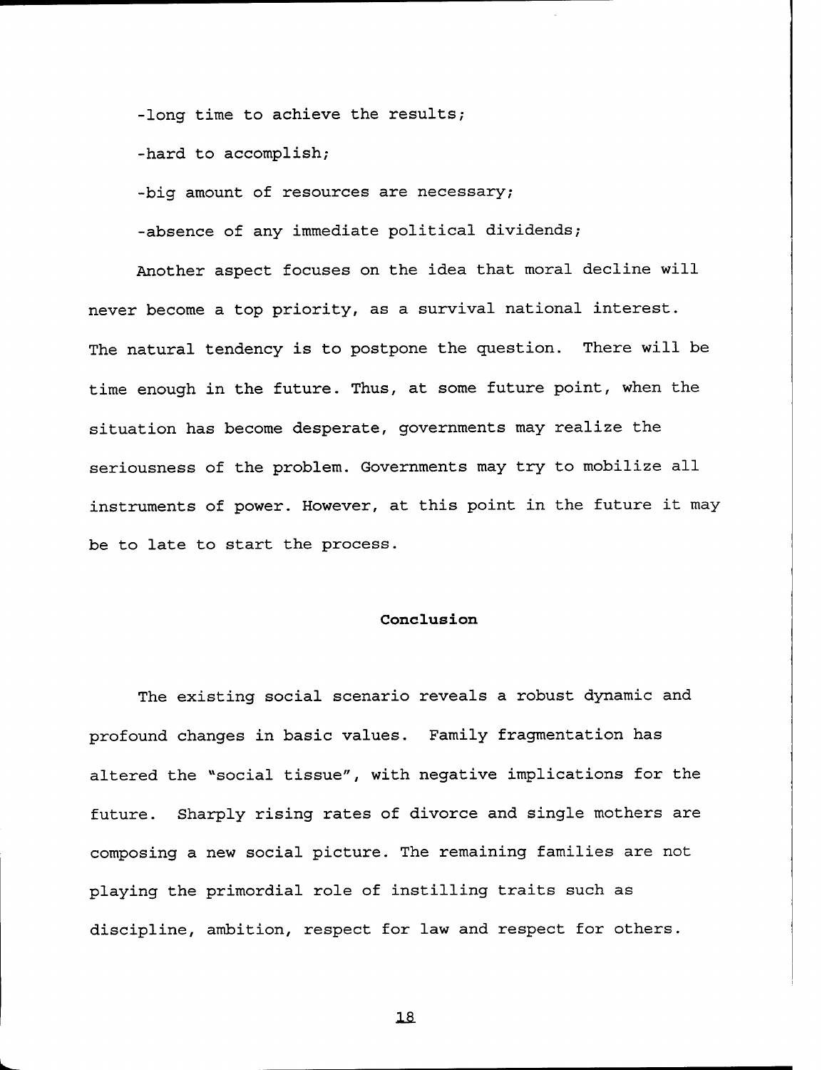-long time to achieve the results;

-hard to accomplish;

-big amount of resources are necessary;

-absence of any immediate political dividends;

Another aspect focuses on the idea that moral decline will never become a top priority, as a survival national interest. The natural tendency is to postpone the question. There will be time enough in the future. Thus, at some future point, when the situation has become desperate, governments may realize the seriousness of the problem. Governments may try to mobilize all instruments of power. However, at this point in the future it may be to late to start the process.

## Conclusion

The existing social scenario reveals a robust dynamic and profound changes in basic values. Family fragmentation has altered the "social tissue", with negative implications for the future. Sharply rising rates of divorce and single mothers are composing a new social picture. The remaining families are not playing the primordial role of instilling traits such as discipline, ambition, respect for law and respect for others.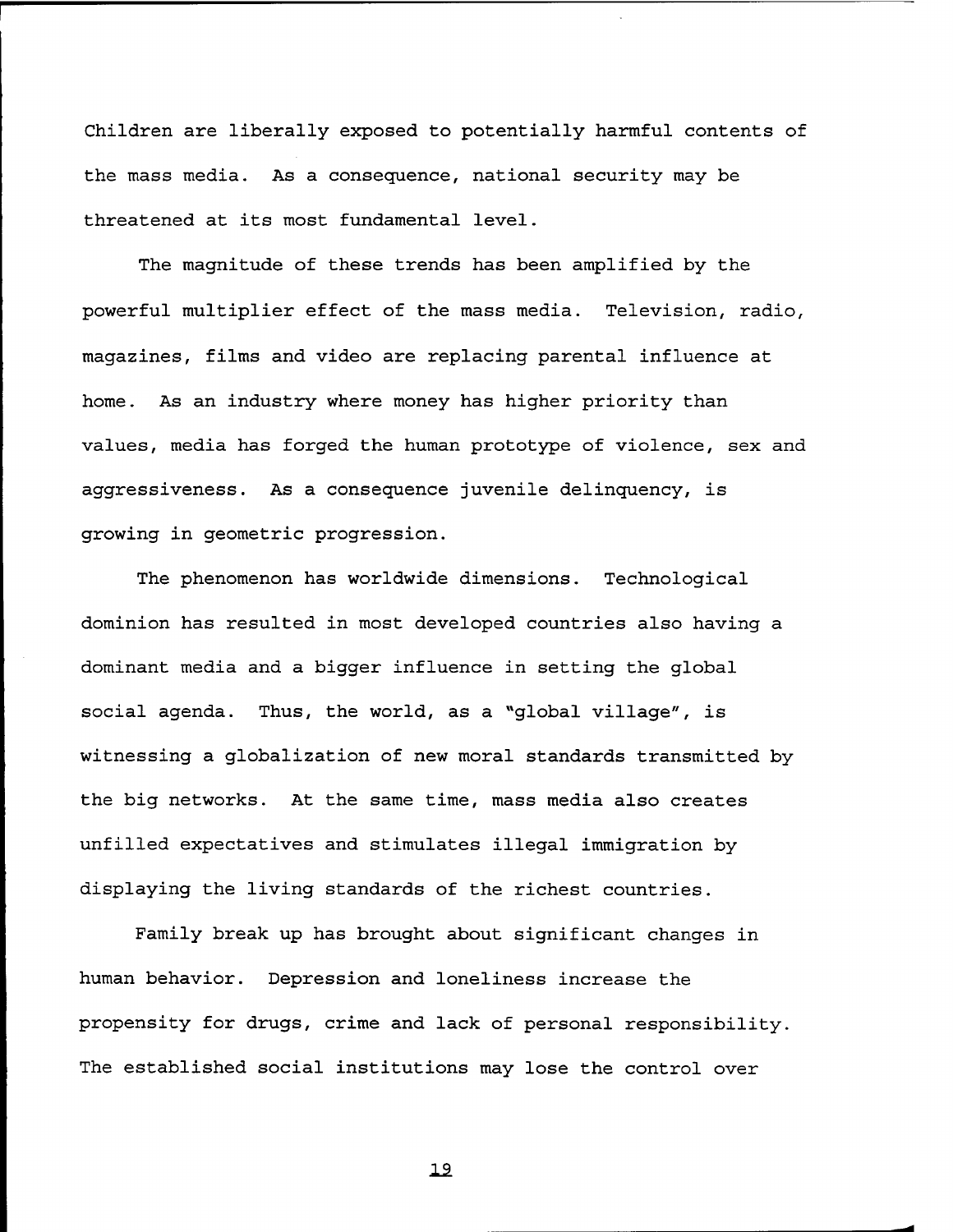Children are liberally exposed to potentially harmful contents of the mass media. As a consequence, national security may be threatened at its most fundamental level.

The magnitude of these trends has been amplified by the powerful multiplier effect of the mass media. Television, radio, magazines, films and video are replacing parental influence at home. As an industry where money has higher priority than values, media has forged the human prototype of violence, sex and aggressiveness. As a consequence juvenile delinquency, is growing in geometric progression.

The phenomenon has worldwide dimensions. Technological dominion has resulted in most developed countries also having a dominant media and a bigger influence in setting the global social agenda. Thus, the world, as a "global village", is witnessing a globalization of new moral standards transmitted by the big networks. At the same time, mass media also creates unfilled expectatives and stimulates illegal immigration by displaying the living standards of the richest countries.

Family break up has brought about significant changes in human behavior. Depression and loneliness increase the propensity for drugs, crime and lack of personal responsibility. The established social institutions may lose the control over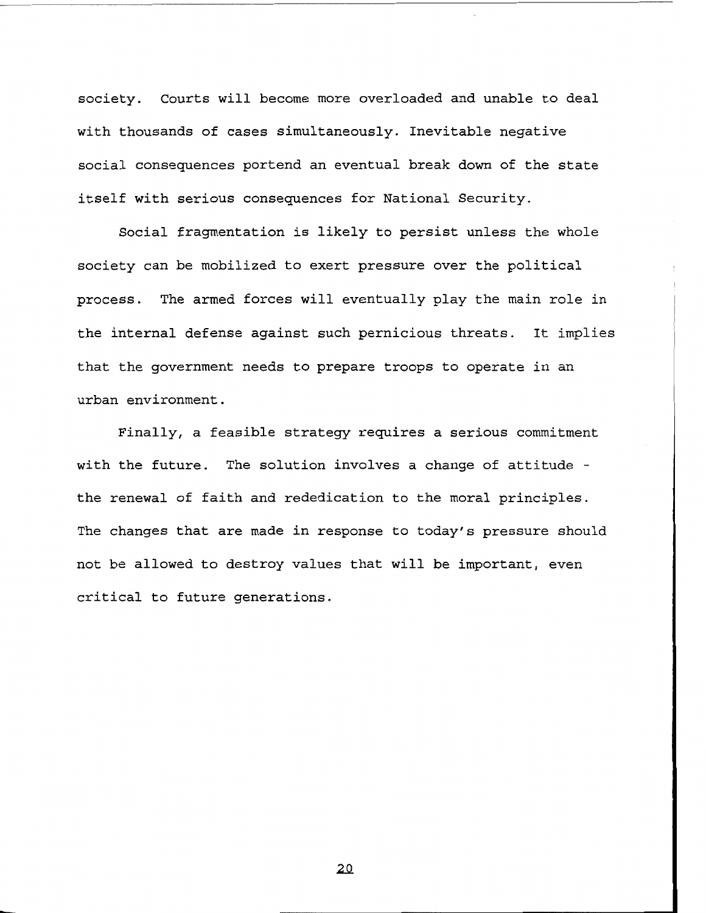society. Courts will become more overloaded and unable to deal with thousands of cases simultaneously. Inevitable negative social consequences portend an eventual break down of the state itself with serious consequences for National Security.

Social fragmentation is likely to persist unless the whole society can be mobilized to exert pressure over the political process. The armed forces will eventually play the main role in the internal defense against such pernicious threats. It implies that the government needs to prepare troops to operate in an urban environment.

Finally, a feasible strategy requires a serious commitment with the future. The solution involves a change of attitude - the renewal of faith and rededication to the moral principles. The changes that are made in response to today's pressure should not be allowed to destroy values that will be important, even critical to future generations.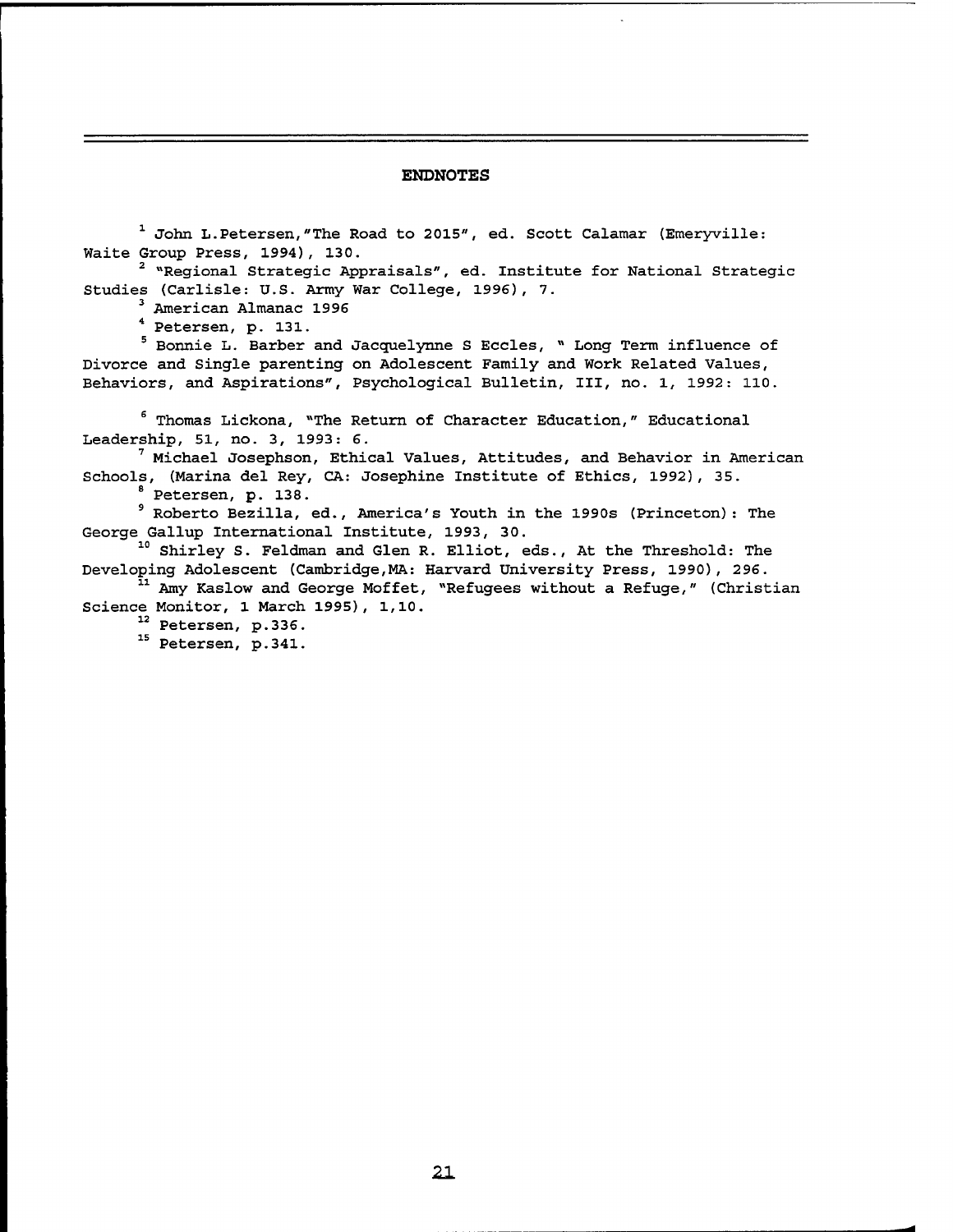## ENDNOTES

[1] John L.Petersen,"The Road to 2015", ed. Scott Calamar (Emeryville: Waite Group Press, 1994), 130.

[2] "Regional Strategic Appraisals", ed. Institute for National Strategic Studies (Carlisle: U.S. Army War College, 1996), 7.

[3] American Almanac 1996

[4] Petersen, p. 131.

[5] Bonnie L. Barber and Jacquelynne S Eccles, " Long Term influence of Divorce and Single parenting on Adolescent Family and Work Related Values, Behaviors, and Aspirations", Psychological Bulletin, III, no. 1, 1992: 110.

[6] Thomas Lickona, "The Return of Character Education," Educational Leadership, 51, no. 3, 1993: 6.

[7] Michael Josephson, Ethical Values, Attitudes, and Behavior in American Schools, (Marina del Rey, CA: Josephine Institute of Ethics, 1992), 35.

[8] Petersen, p. 138.

[9] Roberto Bezilla, ed., America's Youth in the 1990s (Princeton): The George Gallup International Institute, 1993, 30.

[10] Shirley S. Feldman and Glen R. Elliot, eds., At the Threshold: The Developing Adolescent (Cambridge,MA: Harvard University Press, 1990), 296.

[11] Amy Kaslow and George Moffet, "Refugees without a Refuge," (Christian Science Monitor, 1 March 1995), 1,10.

[12] Petersen, p.336.

[15] Petersen, p.341.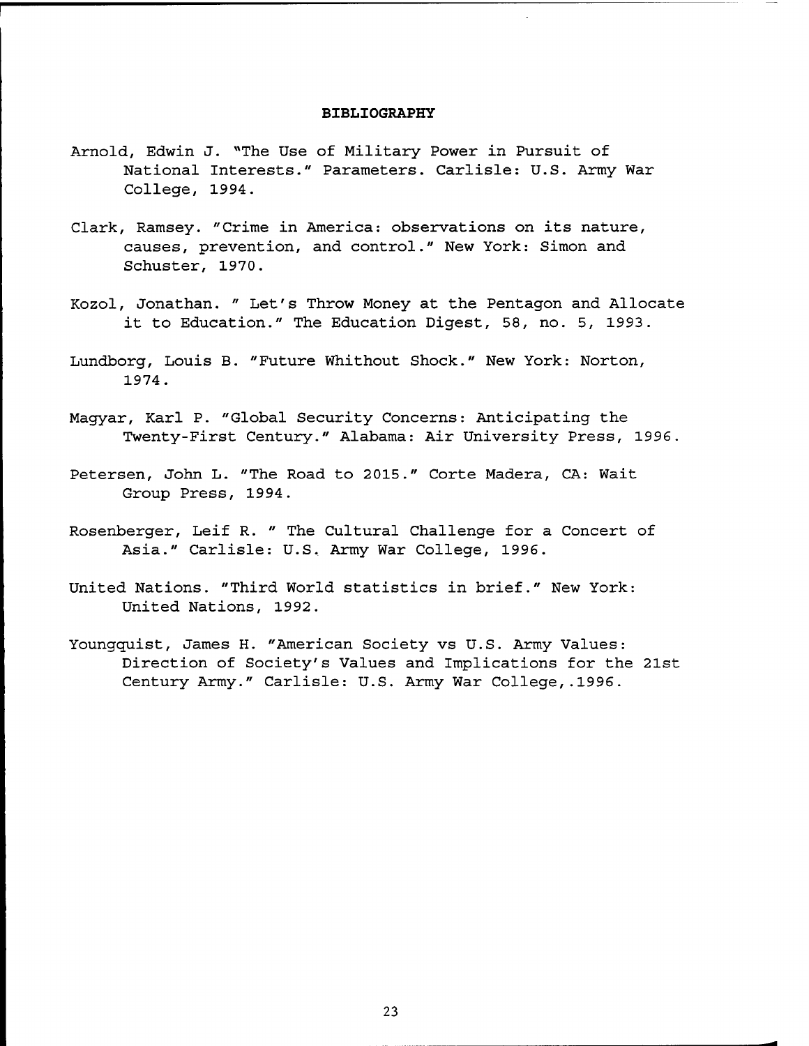**BIBLIOGRAPHY**

Arnold, Edwin J. "The Use of Military Power in Pursuit of National Interests." Parameters. Carlisle: U.S. Army War College, 1994.

Clark, Ramsey. "Crime in America: observations on its nature, causes, prevention, and control." New York: Simon and Schuster, 1970.

Kozol, Jonathan. " Let's Throw Money at the Pentagon and Allocate it to Education." The Education Digest, 58, no. 5, 1993.

Lundborg, Louis B. "Future Whithout Shock." New York: Norton, 1974.

Magyar, Karl P. "Global Security Concerns: Anticipating the Twenty-First Century." Alabama: Air University Press, 1996.

Petersen, John L. "The Road to 2015." Corte Madera, CA: Wait Group Press, 1994.

Rosenberger, Leif R. " The Cultural Challenge for a Concert of Asia." Carlisle: U.S. Army War College, 1996.

United Nations. "Third World statistics in brief." New York: United Nations, 1992.

Youngquist, James H. "American Society vs U.S. Army Values: Direction of Society's Values and Implications for the 21st Century Army." Carlisle: U.S. Army War College,.1996.